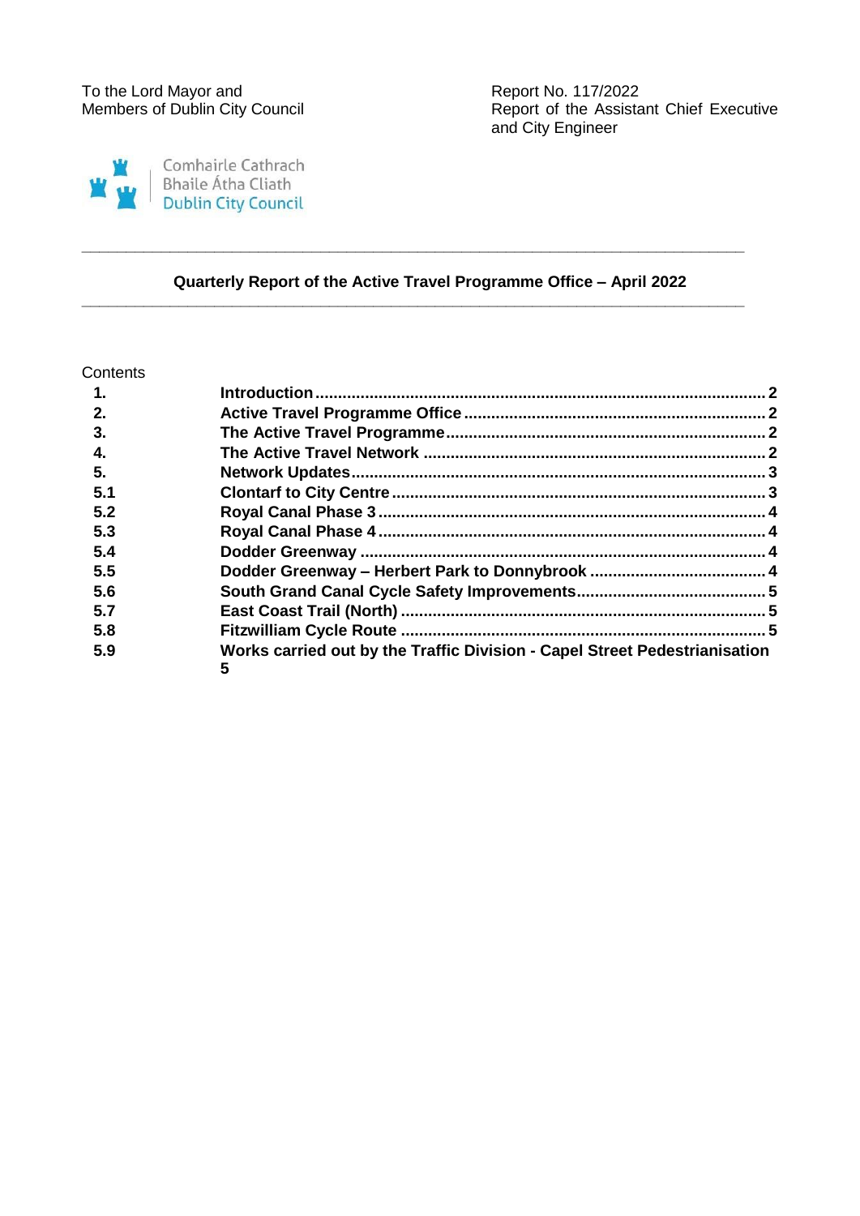To the Lord Mayor and
Members of Dublin City Council

Report No. 117/2022
Report of the Assistant Chief Executive and City Engineer

Comhairle Cathrach
Bhaile Átha Cliath
Dublin City Council

---

## Quarterly Report of the Active Travel Programme Office – April 2022

---

Contents

| | | |
|---|---|---|
| **1.** | **Introduction** | **2** |
| **2.** | **Active Travel Programme Office** | **2** |
| **3.** | **The Active Travel Programme** | **2** |
| **4.** | **The Active Travel Network** | **2** |
| **5.** | **Network Updates** | **3** |
| **5.1** | **Clontarf to City Centre** | **3** |
| **5.2** | **Royal Canal Phase 3** | **4** |
| **5.3** | **Royal Canal Phase 4** | **4** |
| **5.4** | **Dodder Greenway** | **4** |
| **5.5** | **Dodder Greenway – Herbert Park to Donnybrook** | **4** |
| **5.6** | **South Grand Canal Cycle Safety Improvements** | **5** |
| **5.7** | **East Coast Trail (North)** | **5** |
| **5.8** | **Fitzwilliam Cycle Route** | **5** |
| **5.9** | **Works carried out by the Traffic Division - Capel Street Pedestrianisation** | **5** |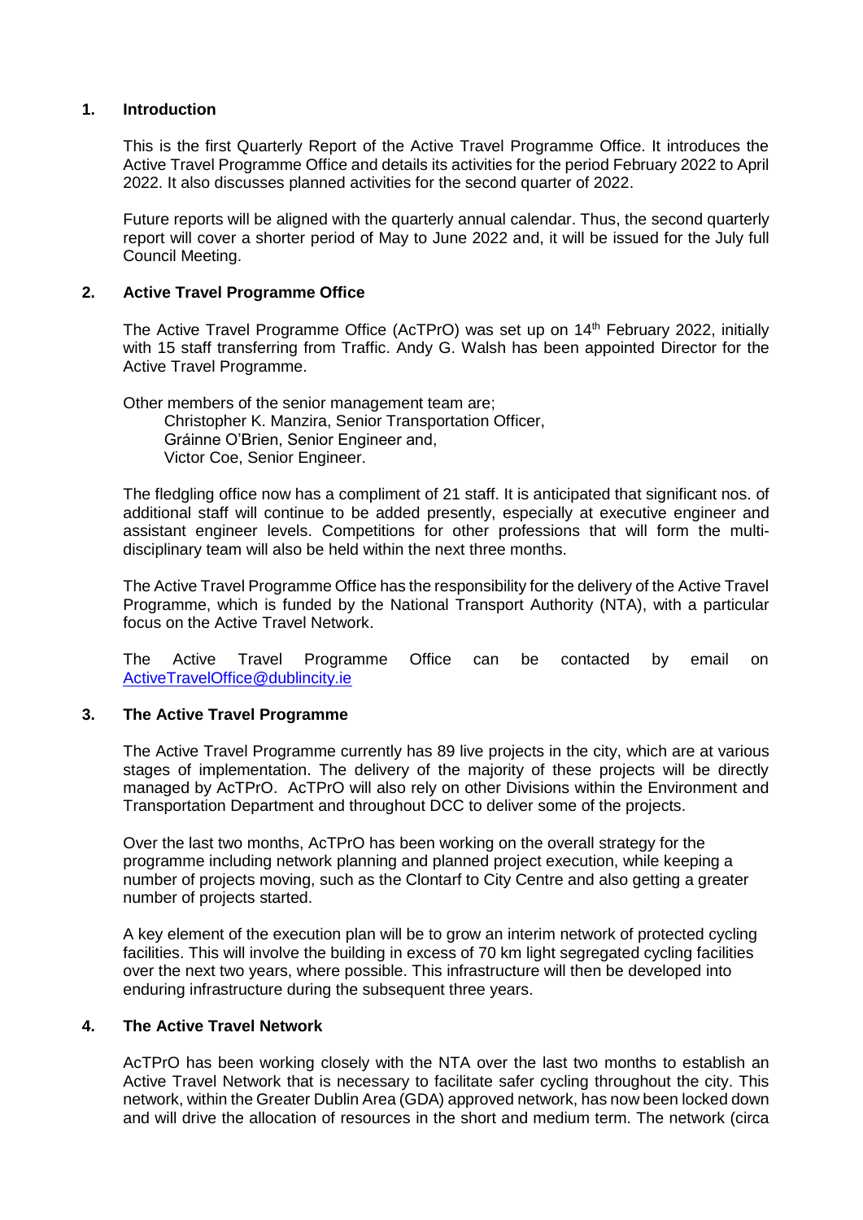## 1. Introduction

This is the first Quarterly Report of the Active Travel Programme Office. It introduces the Active Travel Programme Office and details its activities for the period February 2022 to April 2022. It also discusses planned activities for the second quarter of 2022.

Future reports will be aligned with the quarterly annual calendar. Thus, the second quarterly report will cover a shorter period of May to June 2022 and, it will be issued for the July full Council Meeting.

## 2. Active Travel Programme Office

The Active Travel Programme Office (AcTPrO) was set up on 14th February 2022, initially with 15 staff transferring from Traffic. Andy G. Walsh has been appointed Director for the Active Travel Programme.

Other members of the senior management team are;

- Christopher K. Manzira, Senior Transportation Officer,
- Gráinne O'Brien, Senior Engineer and,
- Victor Coe, Senior Engineer.

The fledgling office now has a compliment of 21 staff. It is anticipated that significant nos. of additional staff will continue to be added presently, especially at executive engineer and assistant engineer levels. Competitions for other professions that will form the multi-disciplinary team will also be held within the next three months.

The Active Travel Programme Office has the responsibility for the delivery of the Active Travel Programme, which is funded by the National Transport Authority (NTA), with a particular focus on the Active Travel Network.

The Active Travel Programme Office can be contacted by email on [ActiveTravelOffice@dublincity.ie](mailto:ActiveTravelOffice@dublincity.ie)

## 3. The Active Travel Programme

The Active Travel Programme currently has 89 live projects in the city, which are at various stages of implementation. The delivery of the majority of these projects will be directly managed by AcTPrO. AcTPrO will also rely on other Divisions within the Environment and Transportation Department and throughout DCC to deliver some of the projects.

Over the last two months, AcTPrO has been working on the overall strategy for the programme including network planning and planned project execution, while keeping a number of projects moving, such as the Clontarf to City Centre and also getting a greater number of projects started.

A key element of the execution plan will be to grow an interim network of protected cycling facilities. This will involve the building in excess of 70 km light segregated cycling facilities over the next two years, where possible. This infrastructure will then be developed into enduring infrastructure during the subsequent three years.

## 4. The Active Travel Network

AcTPrO has been working closely with the NTA over the last two months to establish an Active Travel Network that is necessary to facilitate safer cycling throughout the city. This network, within the Greater Dublin Area (GDA) approved network, has now been locked down and will drive the allocation of resources in the short and medium term. The network (circa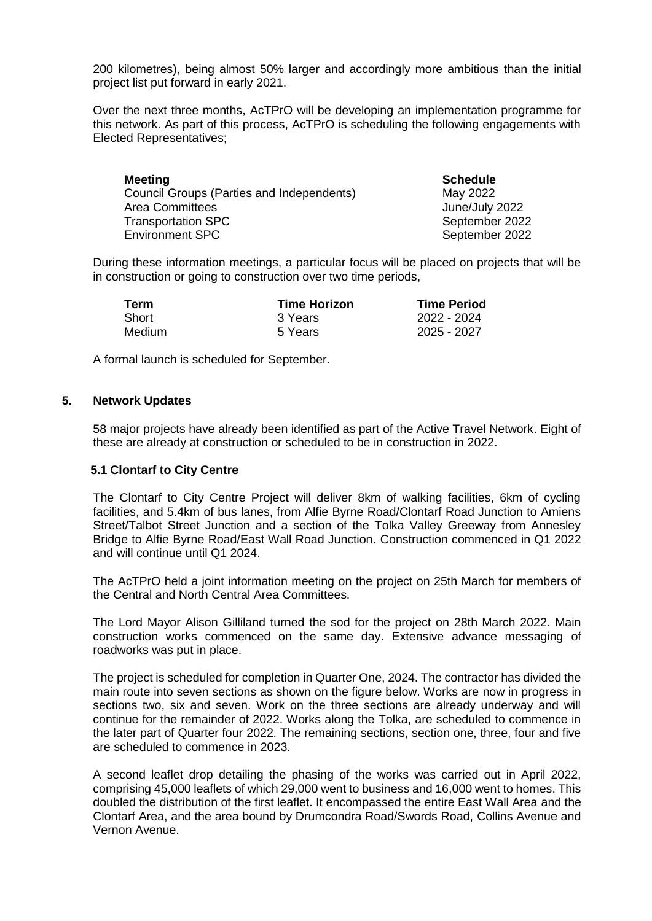200 kilometres), being almost 50% larger and accordingly more ambitious than the initial project list put forward in early 2021.

Over the next three months, AcTPrO will be developing an implementation programme for this network. As part of this process, AcTPrO is scheduling the following engagements with Elected Representatives;

| Meeting | Schedule |
|---|---|
| Council Groups (Parties and Independents) | May 2022 |
| Area Committees | June/July 2022 |
| Transportation SPC | September 2022 |
| Environment SPC | September 2022 |

During these information meetings, a particular focus will be placed on projects that will be in construction or going to construction over two time periods,

| Term | Time Horizon | Time Period |
|---|---|---|
| Short | 3 Years | 2022 - 2024 |
| Medium | 5 Years | 2025 - 2027 |

A formal launch is scheduled for September.

## 5. Network Updates

58 major projects have already been identified as part of the Active Travel Network. Eight of these are already at construction or scheduled to be in construction in 2022.

### 5.1 Clontarf to City Centre

The Clontarf to City Centre Project will deliver 8km of walking facilities, 6km of cycling facilities, and 5.4km of bus lanes, from Alfie Byrne Road/Clontarf Road Junction to Amiens Street/Talbot Street Junction and a section of the Tolka Valley Greeway from Annesley Bridge to Alfie Byrne Road/East Wall Road Junction. Construction commenced in Q1 2022 and will continue until Q1 2024.

The AcTPrO held a joint information meeting on the project on 25th March for members of the Central and North Central Area Committees.

The Lord Mayor Alison Gilliland turned the sod for the project on 28th March 2022. Main construction works commenced on the same day. Extensive advance messaging of roadworks was put in place.

The project is scheduled for completion in Quarter One, 2024. The contractor has divided the main route into seven sections as shown on the figure below. Works are now in progress in sections two, six and seven. Work on the three sections are already underway and will continue for the remainder of 2022. Works along the Tolka, are scheduled to commence in the later part of Quarter four 2022. The remaining sections, section one, three, four and five are scheduled to commence in 2023.

A second leaflet drop detailing the phasing of the works was carried out in April 2022, comprising 45,000 leaflets of which 29,000 went to business and 16,000 went to homes. This doubled the distribution of the first leaflet. It encompassed the entire East Wall Area and the Clontarf Area, and the area bound by Drumcondra Road/Swords Road, Collins Avenue and Vernon Avenue.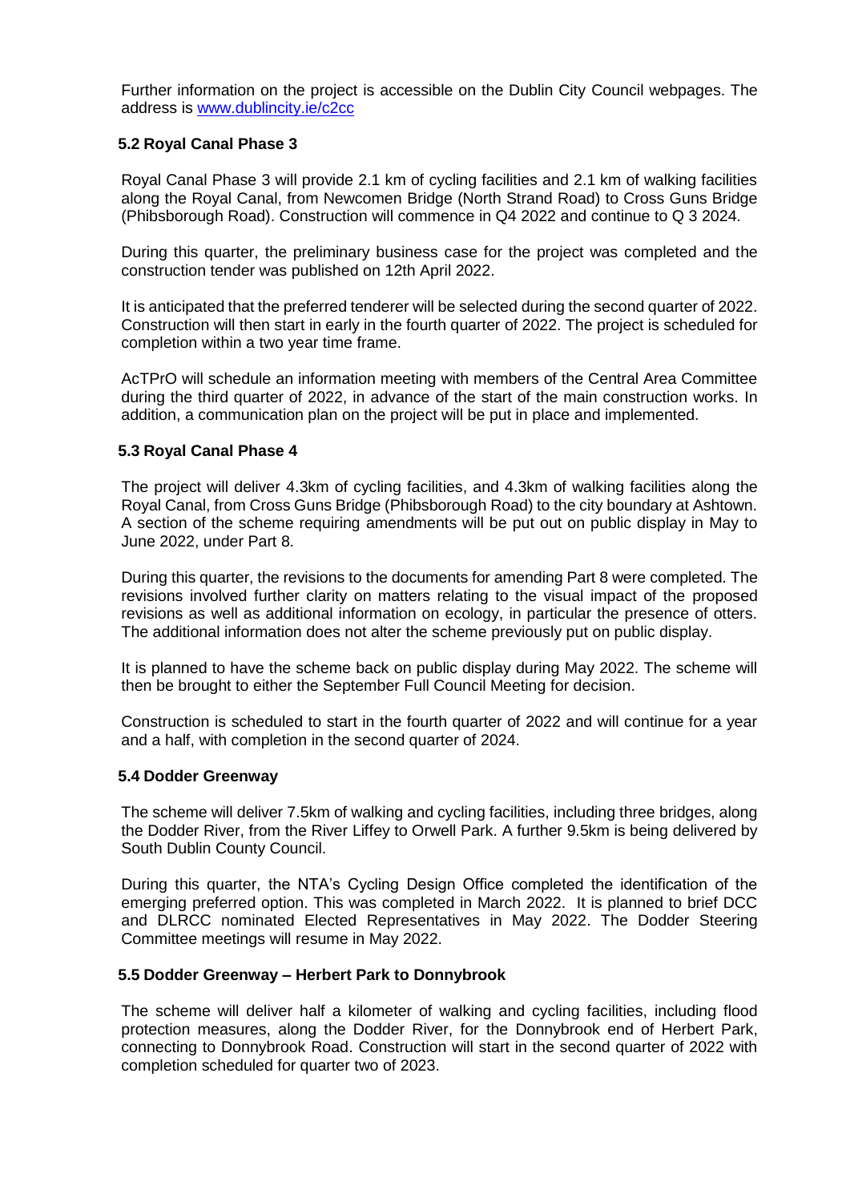Further information on the project is accessible on the Dublin City Council webpages. The address is [www.dublincity.ie/c2cc](www.dublincity.ie/c2cc)

### 5.2 Royal Canal Phase 3

Royal Canal Phase 3 will provide 2.1 km of cycling facilities and 2.1 km of walking facilities along the Royal Canal, from Newcomen Bridge (North Strand Road) to Cross Guns Bridge (Phibsborough Road). Construction will commence in Q4 2022 and continue to Q 3 2024.

During this quarter, the preliminary business case for the project was completed and the construction tender was published on 12th April 2022.

It is anticipated that the preferred tenderer will be selected during the second quarter of 2022. Construction will then start in early in the fourth quarter of 2022. The project is scheduled for completion within a two year time frame.

AcTPrO will schedule an information meeting with members of the Central Area Committee during the third quarter of 2022, in advance of the start of the main construction works. In addition, a communication plan on the project will be put in place and implemented.

### 5.3 Royal Canal Phase 4

The project will deliver 4.3km of cycling facilities, and 4.3km of walking facilities along the Royal Canal, from Cross Guns Bridge (Phibsborough Road) to the city boundary at Ashtown. A section of the scheme requiring amendments will be put out on public display in May to June 2022, under Part 8.

During this quarter, the revisions to the documents for amending Part 8 were completed. The revisions involved further clarity on matters relating to the visual impact of the proposed revisions as well as additional information on ecology, in particular the presence of otters. The additional information does not alter the scheme previously put on public display.

It is planned to have the scheme back on public display during May 2022. The scheme will then be brought to either the September Full Council Meeting for decision.

Construction is scheduled to start in the fourth quarter of 2022 and will continue for a year and a half, with completion in the second quarter of 2024.

### 5.4 Dodder Greenway

The scheme will deliver 7.5km of walking and cycling facilities, including three bridges, along the Dodder River, from the River Liffey to Orwell Park. A further 9.5km is being delivered by South Dublin County Council.

During this quarter, the NTA's Cycling Design Office completed the identification of the emerging preferred option. This was completed in March 2022. It is planned to brief DCC and DLRCC nominated Elected Representatives in May 2022. The Dodder Steering Committee meetings will resume in May 2022.

### 5.5 Dodder Greenway – Herbert Park to Donnybrook

The scheme will deliver half a kilometer of walking and cycling facilities, including flood protection measures, along the Dodder River, for the Donnybrook end of Herbert Park, connecting to Donnybrook Road. Construction will start in the second quarter of 2022 with completion scheduled for quarter two of 2023.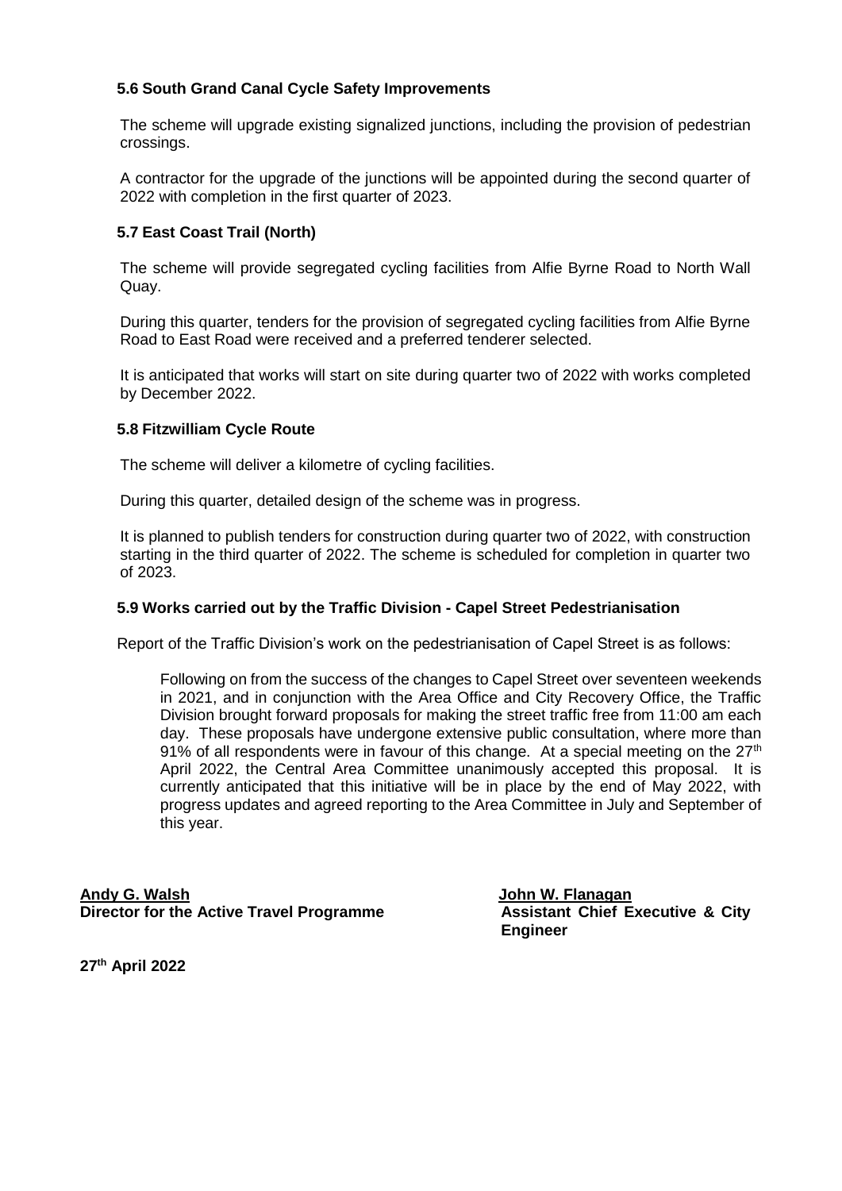### 5.6 South Grand Canal Cycle Safety Improvements

The scheme will upgrade existing signalized junctions, including the provision of pedestrian crossings.

A contractor for the upgrade of the junctions will be appointed during the second quarter of 2022 with completion in the first quarter of 2023.

### 5.7 East Coast Trail (North)

The scheme will provide segregated cycling facilities from Alfie Byrne Road to North Wall Quay.

During this quarter, tenders for the provision of segregated cycling facilities from Alfie Byrne Road to East Road were received and a preferred tenderer selected.

It is anticipated that works will start on site during quarter two of 2022 with works completed by December 2022.

### 5.8 Fitzwilliam Cycle Route

The scheme will deliver a kilometre of cycling facilities.

During this quarter, detailed design of the scheme was in progress.

It is planned to publish tenders for construction during quarter two of 2022, with construction starting in the third quarter of 2022. The scheme is scheduled for completion in quarter two of 2023.

### 5.9 Works carried out by the Traffic Division - Capel Street Pedestrianisation

Report of the Traffic Division's work on the pedestrianisation of Capel Street is as follows:

> Following on from the success of the changes to Capel Street over seventeen weekends in 2021, and in conjunction with the Area Office and City Recovery Office, the Traffic Division brought forward proposals for making the street traffic free from 11:00 am each day. These proposals have undergone extensive public consultation, where more than 91% of all respondents were in favour of this change. At a special meeting on the 27th April 2022, the Central Area Committee unanimously accepted this proposal. It is currently anticipated that this initiative will be in place by the end of May 2022, with progress updates and agreed reporting to the Area Committee in July and September of this year.

**Andy G. Walsh**
**Director for the Active Travel Programme**

**John W. Flanagan**
**Assistant Chief Executive & City Engineer**

**27th April 2022**